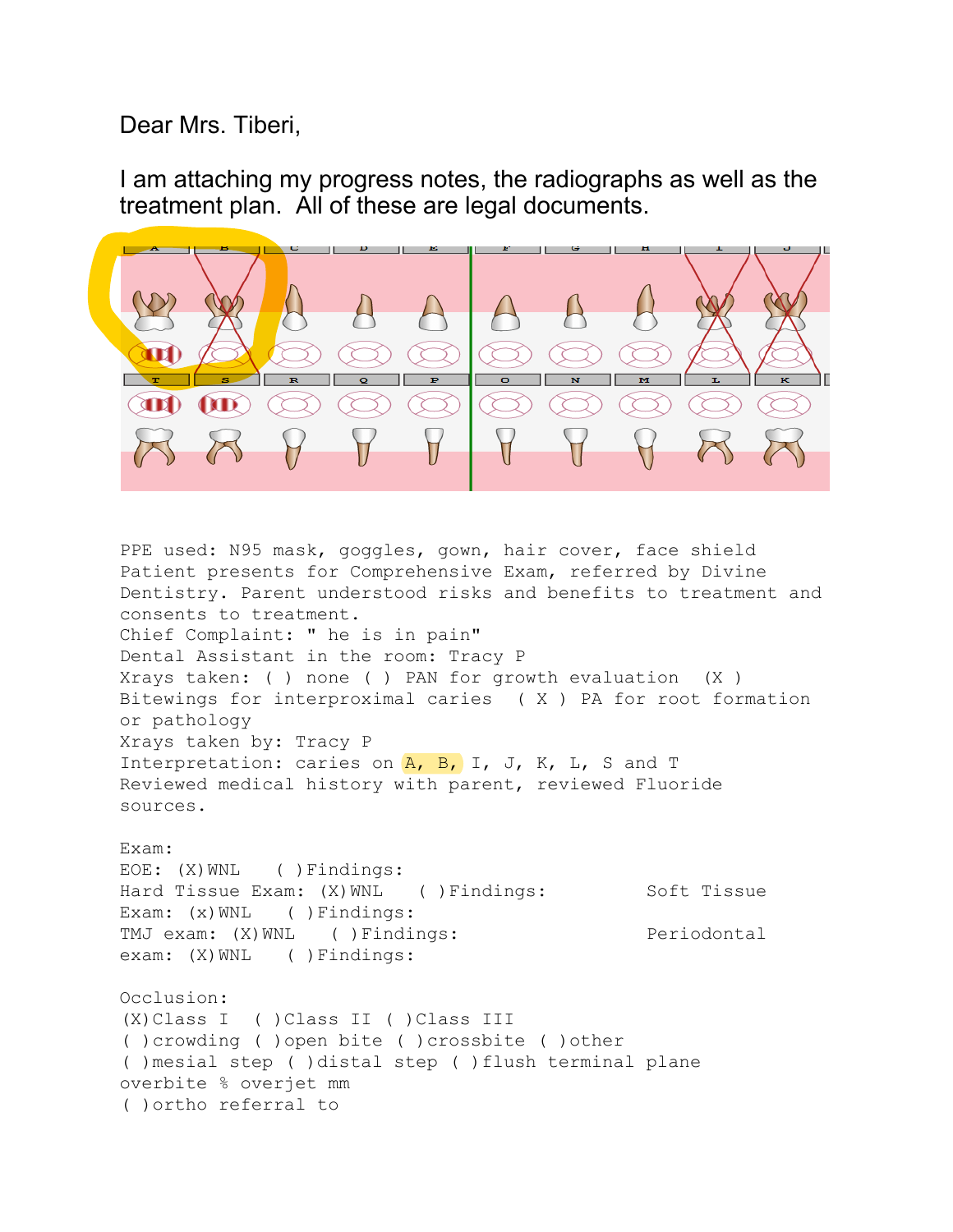Dear Mrs. Tiberi,

I am attaching my progress notes, the radiographs as well as the treatment plan. All of these are legal documents.

```
PPE used: N95 mask, goggles, gown, hair cover, face shield
Patient presents for Comprehensive Exam, referred by Divine
Dentistry. Parent understood risks and benefits to treatment and
consents to treatment.
Chief Complaint: " he is in pain"
Dental Assistant in the room: Tracy P
Xrays taken: ( ) none ( ) PAN for growth evaluation  (X )
Bitewings for interproximal caries  ( X ) PA for root formation
or pathology
Xrays taken by: Tracy P
Interpretation: caries on A, B, I, J, K, L, S and T
Reviewed medical history with parent, reviewed Fluoride
sources.

Exam:
EOE: (X)WNL   ( )Findings:
Hard Tissue Exam: (X)WNL   ( )Findings:         Soft Tissue
Exam: (x)WNL   ( )Findings:
TMJ exam: (X)WNL   ( )Findings:                 Periodontal
exam: (X)WNL   ( )Findings:

Occlusion:
(X)Class I  ( )Class II ( )Class III
( )crowding ( )open bite ( )crossbite ( )other
( )mesial step ( )distal step ( )flush terminal plane
overbite % overjet mm
( )ortho referral to
```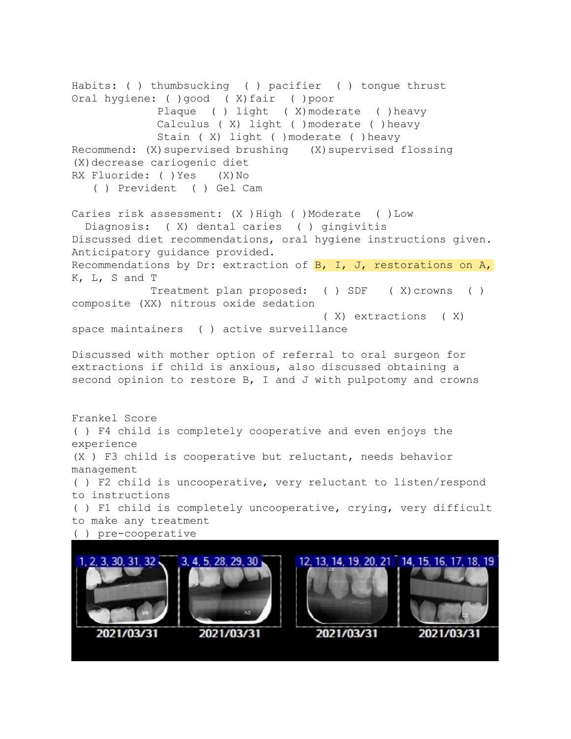Habits: ( ) thumbsucking ( ) pacifier ( ) tongue thrust
Oral hygiene: ( )good ( X)fair ( )poor
Plaque ( ) light ( X)moderate ( )heavy
Calculus ( X) light ( )moderate ( )heavy
Stain ( X) light ( )moderate ( )heavy
Recommend: (X)supervised brushing (X)supervised flossing
(X)decrease cariogenic diet
RX Fluoride: ( )Yes (X)No
( ) Prevident ( ) Gel Cam

Caries risk assessment: (X )High ( )Moderate ( )Low
Diagnosis: ( X) dental caries ( ) gingivitis
Discussed diet recommendations, oral hygiene instructions given.
Anticipatory guidance provided.
Recommendations by Dr: extraction of B, I, J, restorations on A, K, L, S and T
Treatment plan proposed: ( ) SDF ( X)crowns ( ) composite (XX) nitrous oxide sedation
( X) extractions ( X) space maintainers ( ) active surveillance

Discussed with mother option of referral to oral surgeon for extractions if child is anxious, also discussed obtaining a second opinion to restore B, I and J with pulpotomy and crowns

Frankel Score
( ) F4 child is completely cooperative and even enjoys the experience
(X ) F3 child is cooperative but reluctant, needs behavior management
( ) F2 child is uncooperative, very reluctant to listen/respond to instructions
( ) F1 child is completely uncooperative, crying, very difficult to make any treatment
( ) pre-cooperative

1, 2, 3, 30, 31, 32
2021/03/31
3, 4, 5, 28, 29, 30
2021/03/31
12, 13, 14, 19, 20, 21
2021/03/31
14, 15, 16, 17, 18, 19
2021/03/31